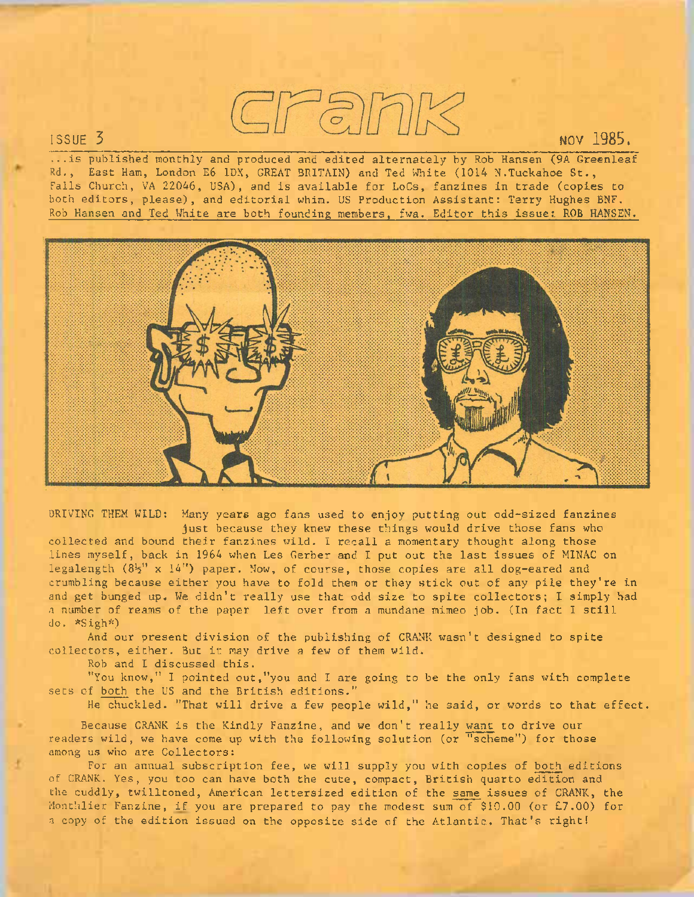# CRANK

ISSUE 3 NOV 1985.

...is published monthly and produced and edited alternately by Rob Hansen (9A Greenleaf Rd., East Ham, London E6 1DX, GREAT BRITAIN) and Ted White (1014 N.Tuckahoe St., Falls Church, VA 22046, USA), and is available for LoCs, fanzines in trade (copies to both editors, please), and editorial whim. US Production Assistant: Terry Hughes BNF. Rob Hansen and Ted White are both founding members, fwa. Editor this issue: ROB HANSEN.

DRIVING THEM WILD: Many years ago fans used to enjoy putting out odd-sized fanzines just because they knew these things would drive those fans who collected and bound their fanzines wild. I recall a momentary thought along those lines myself, back in 1964 when Les Gerber and I put out the last issues of MINAC on legalength (8½" x 14") paper. Now, of course, those copies are all dog-eared and crumbling because either you have to fold them or they stick out of any pile they're in and get bunged up. We didn't really use that odd size to spite collectors; I simply had a number of reams of the paper left over from a mundane mimeo job. (In fact I still do. *Sigh*)

And our present division of the publishing of CRANK wasn't designed to spite collectors, either. But it may drive a few of them wild.

Rob and I discussed this.

"You know," I pointed out, "you and I are going to be the only fans with complete sets of both the US and the British editions."

He chuckled. "That will drive a few people wild," he said, or words to that effect.

Because CRANK is the Kindly Fanzine, and we don't really want to drive our readers wild, we have come up with the following solution (or "scheme") for those among us who are Collectors:

For an annual subscription fee, we will supply you with copies of both editions of CRANK. Yes, you too can have both the cute, compact, British quarto edition and the cuddly, twilltoned, American lettersized edition of the same issues of CRANK, the Monthlier Fanzine, if you are prepared to pay the modest sum of $10.00 (or £7.00) for a copy of the edition issued on the opposite side of the Atlantic. That's right!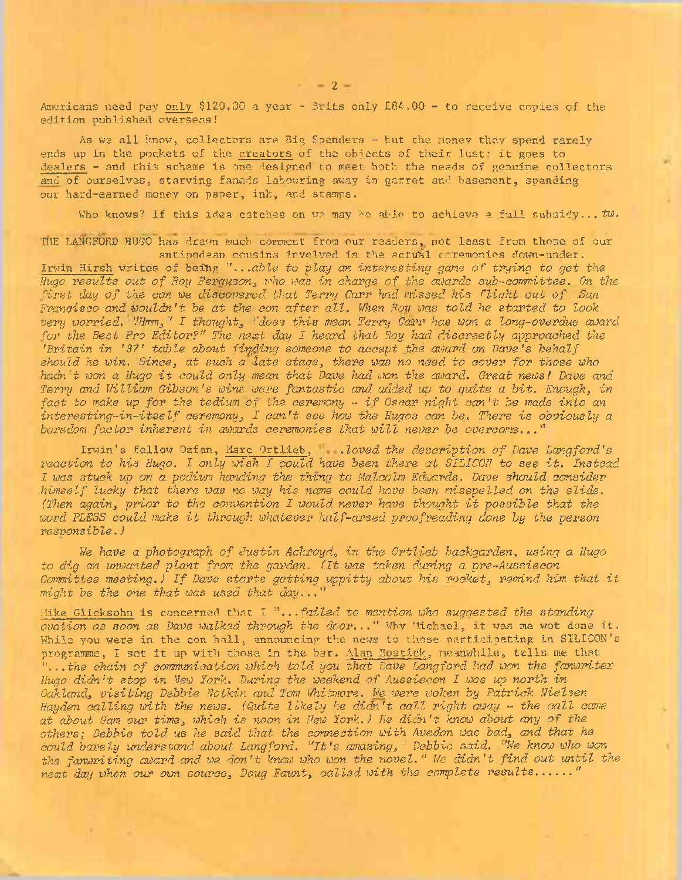Americans need pay only $120.00 a year - Brits only £84.00 - to receive copies of the edition published overseas!

As we all know, collectors are Big Spenders - but the money they spend rarely ends up in the pockets of the creators of the objects of their lust; it goes to dealers - and this scheme is one designed to meet both the needs of genuine collectors and of ourselves, starving faneds labouring away in garret and basement, spending our hard-earned money on paper, ink, and stamps.

Who knows? If this idea catches on we may be able to achieve a full subsidy... *tw.*

THE LANGFORD HUGO has drawn much comment from our readers, not least from those of our antipodean cousins involved in the actual ceremonies down-under.

Irwin Hirsh writes of being "*...able to play an interesting game of trying to get the Hugo results out of Roy Ferguson, who was in charge of the awards sub-committee. On the first day of the con we discovered that Terry Carr had missed his flight out of San Francisco and wouldn't be at the con after all. When Roy was told he started to look very worried. "Hmm," I thought, "does this mean Terry Carr has won a long-overdue award for the Best Pro Editor?" The next day I heard that Roy had discreetly approached the 'Britain in '87' table about finding someone to accept the award on Dave's behalf should he win. Since, at such a late stage, there was no need to cover for those who hadn't won a Hugo it could only mean that Dave had won the award. Great news! Dave and Terry and William Gibson's wins were fantastic and added up to quite a bit. Enough, in fact to make up for the tedium of the ceremony - if Oscar night can't be made into an interesting-in-itself ceremony, I can't see how the Hugos can be. There is obviously a boredom factor inherent in awards ceremonies that will never be overcome...*"

Irwin's fellow Ozfan, Marc Ortlieb, "*...loved the description of Dave Langford's reaction to his Hugo. I only wish I could have been there at SILICON to see it. Instead I was stuck up on a podium handing the thing to Malcolm Edwards. Dave should consider himself lucky that there was no way his name could have been misspelled on the slide. (Then again, prior to the convention I would never have thought it possible that the word PLESS could make it through whatever half-arsed proofreading done by the person responsible.)*

*We have a photograph of Justin Ackroyd, in the Ortlieb backgarden, using a Hugo to dig an unwanted plant from the garden. (It was taken during a pre-Aussiecon Committee meeting.) If Dave starts getting uppity about his rocket, remind him that it might be the one that was used that day...*"

Mike Glicksohn is concerned that I "*...failed to mention who suggested the standing ovation as soon as Dave walked through the door...*" Why Michael, it was me wot done it. While you were in the con hall, announcing the news to those participating in SILICON's programme, I set it up with those in the bar. Alan Bostick, meanwhile, tells me that "*...the chain of communication which told you that Dave Langford had won the fanwriter Hugo didn't stop in New York. During the weekend of Aussiecon I was up north in Oakland, visiting Debbie Notkin and Tom Whitmore. We were woken by Patrick Nielsen Hayden calling with the news. (Quite likely he didn't call right away - the call came at about 9am our time, which is noon in New York.) He didn't know about any of the others; Debbie told us he said that the connection with Avedon was bad, and that he could barely understand about Langford. "It's amazing," Debbie said. "We know who won the fanwriting award and we don't know who won the novel." We didn't find out until the next day when our own source, Doug Faunt, called with the complete results......*"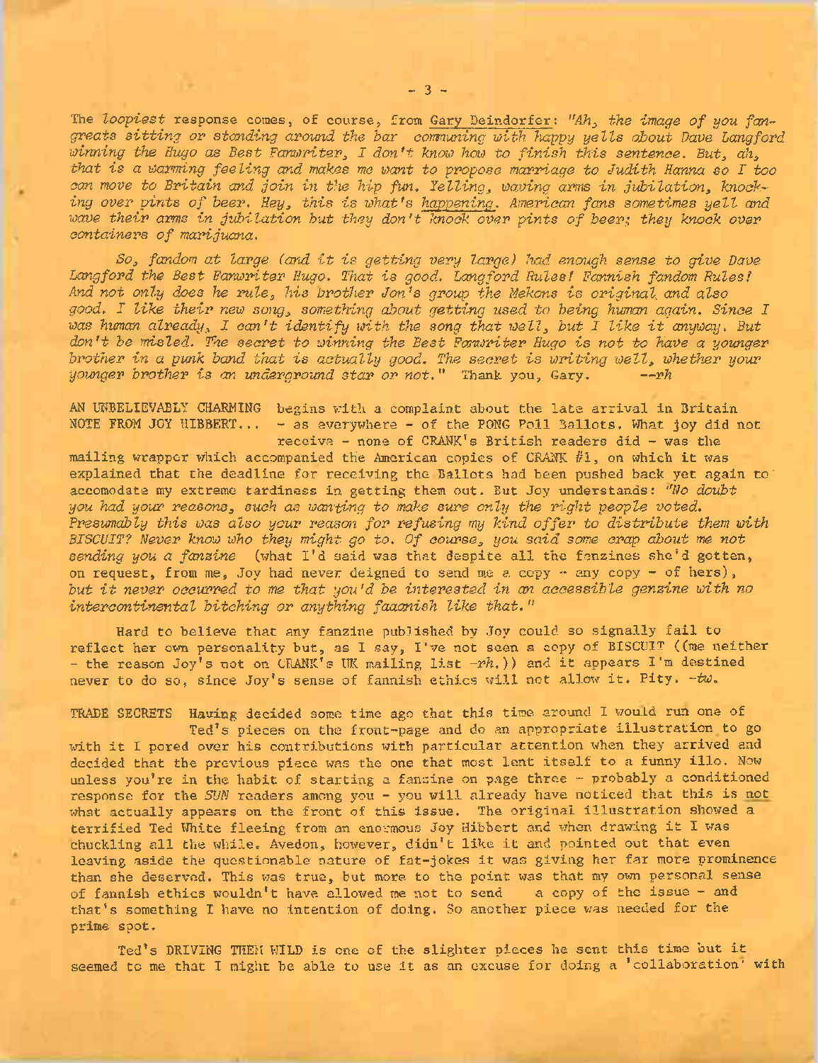The *loopiest* response comes, of course, from Gary Deindorfer: *"Ah, the image of you fangreats sitting or standing around the bar communing with happy yells about Dave Langford winning the Hugo as Best Fanwriter, I don't know how to finish this sentence. But, ah, that is a warming feeling and makes me want to propose marriage to Judith Hanna so I too can move to Britain and join in the hip fun. Yelling, waving arms in jubilation, knocking over pints of beer. Hey, this is what's happening. American fans sometimes yell and wave their arms in jubilation but they don't knock over pints of beer; they knock over containers of marijuana.*

*So, fandom at large (and it is getting very large) had enough sense to give Dave Langford the Best Fanwriter Hugo. That is good. Langford Rules! Fannish fandom Rules! And not only does he rule, his brother Jon's group the Mekons is original and also good. I like their new song, something about getting used to being human again. Since I was human already, I can't identify with the song that well, but I like it anyway. But don't be misled. The secret to winning the Best Fanwriter Hugo is not to have a younger brother in a punk band that is actually good. The secret is writing well, whether your younger brother is an underground star or not."* Thank you, Gary. --rh

AN UNBELIEVABLY CHARMING NOTE FROM JOY HIBBERT... begins with a complaint about the late arrival in Britain - as everywhere - of the PONG Poll Ballots. What joy did not receive - none of CRANK's British readers did - was the mailing wrapper which accompanied the American copies of CRANK #1, on which it was explained that the deadline for receiving the Ballots had been pushed back yet again to accomodate my extreme tardiness in getting them out. But Joy understands: *"No doubt you had your reasons, such as wanting to make sure only the right people voted. Presumably this was also your reason for refusing my kind offer to distribute them with BISCUIT? Never know who they might go to. Of course, you said some crap about me not sending you a fanzine* (what I'd said was that despite all the fanzines she'd gotten, on request, from me, Joy had never deigned to send me a copy - any copy - of hers), *but it never occurred to me that you'd be interested in an accessible genzine with no intercontinental bitching or anything faaanish like that."*

Hard to believe that any fanzine published by Joy could so signally fail to reflect her own personality but, as I say, I've not seen a copy of BISCUIT ((me neither - the reason Joy's not on CRANK's UK mailing list -*rh*.)) and it appears I'm destined never to do so, since Joy's sense of fannish ethics will not allow it. Pity. -*tw*.

TRADE SECRETS Having decided some time ago that this time around I would run one of Ted's pieces on the front-page and do an appropriate illustration to go with it I pored over his contributions with particular attention when they arrived and decided that the previous piece was the one that most lent itself to a funny illo. Now unless you're in the habit of starting a fanzine on page three - probably a conditioned response for the *SUN* readers among you - you will already have noticed that this is not what actually appears on the front of this issue. The original illustration showed a terrified Ted White fleeing from an enormous Joy Hibbert and when drawing it I was chuckling all the while. Avedon, however, didn't like it and pointed out that even leaving aside the questionable nature of fat-jokes it was giving her far more prominence than she deserved. This was true, but more to the point was that my own personal sense of fannish ethics wouldn't have allowed me not to send a copy of the issue - and that's something I have no intention of doing. So another piece was needed for the prime spot.

Ted's DRIVING THEM WILD is one of the slighter pieces he sent this time but it seemed to me that I might be able to use it as an excuse for doing a 'collaboration' with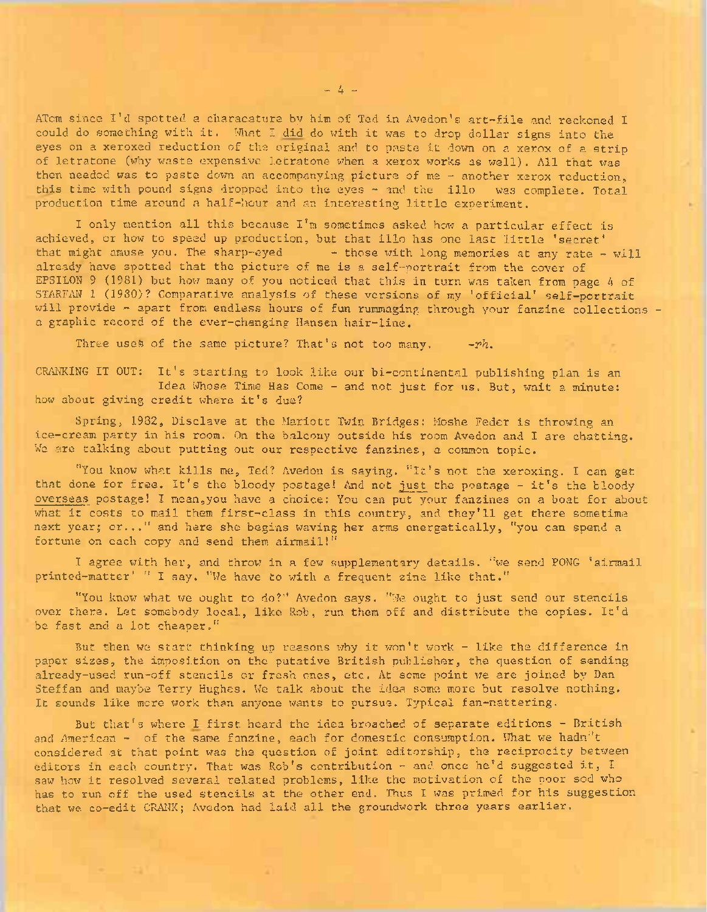ATom since I'd spotted a characature by him of Ted in Avedon's art-file and reckoned I could do something with it. What I did do with it was to drop dollar signs into the eyes on a xeroxed reduction of the original and to paste it down on a xerox of a strip of letratone (why waste expensive letratone when a xerox works as well). All that was then needed was to paste down an accompanying picture of me - another xerox reduction, this time with pound signs dropped into the eyes - and the illo was complete. Total production time around a half-hour and an interesting little experiment.

I only mention all this because I'm sometimes asked how a particular effect is achieved, or how to speed up production, but that illo has one last little 'secret' that might amuse you. The sharp-eyed - those with long memories at any rate - will already have spotted that the picture of me is a self-portrait from the cover of EPSILON 9 (1981) but how many of you noticed that this in turn was taken from page 4 of STARFAN 1 (1980)? Comparative analysis of these versions of my 'official' self-portrait will provide - apart from endless hours of fun rummaging through your fanzine collections - a graphic record of the ever-changing Hansen hair-line.

Three uses of the same picture? That's not too many. *-rh.*

CRANKING IT OUT: It's starting to look like our bi-continental publishing plan is an Idea Whose Time Has Come - and not just for us. But, wait a minute: how about giving credit where it's due?

Spring, 1982, Disclave at the Marriott Twin Bridges: Moshe Feder is throwing an ice-cream party in his room. On the balcony outside his room Avedon and I are chatting. We are talking about putting out our respective fanzines, a common topic.

"You know what kills me, Ted? Avedon is saying. "It's not the xeroxing. I can get that done for free. It's the bloody postage! And not just the postage - it's the bloody overseas postage! I mean, you have a choice: You can put your fanzines on a boat for about what it costs to mail them first-class in this country, and they'll get there sometime next year; or..." and here she begins waving her arms energetically, "you can spend a fortune on each copy and send them airmail!"

I agree with her, and throw in a few supplementary details. "We send PONG 'airmail printed-matter' " I say. "We have to with a frequent zine like that."

"You know what we ought to do?" Avedon says. "We ought to just send our stencils over there. Let somebody local, like Rob, run them off and distribute the copies. It'd be fast and a lot cheaper."

But then we start thinking up reasons why it won't work - like the difference in paper sizes, the imposition on the putative British publisher, the question of sending already-used run-off stencils or fresh ones, etc. At some point we are joined by Dan Steffan and maybe Terry Hughes. We talk about the idea some more but resolve nothing. It sounds like more work than anyone wants to pursue. Typical fan-nattering.

But that's where I first heard the idea broached of separate editions - British and American - of the same fanzine, each for domestic consumption. What we hadn't considered at that point was the question of joint editorship, the reciprocity between editors in each country. That was Rob's contribution - and once he'd suggested it, I saw how it resolved several related problems, like the motivation of the poor sod who has to run off the used stencils at the other end. Thus I was primed for his suggestion that we co-edit CRANK; Avedon had laid all the groundwork three years earlier.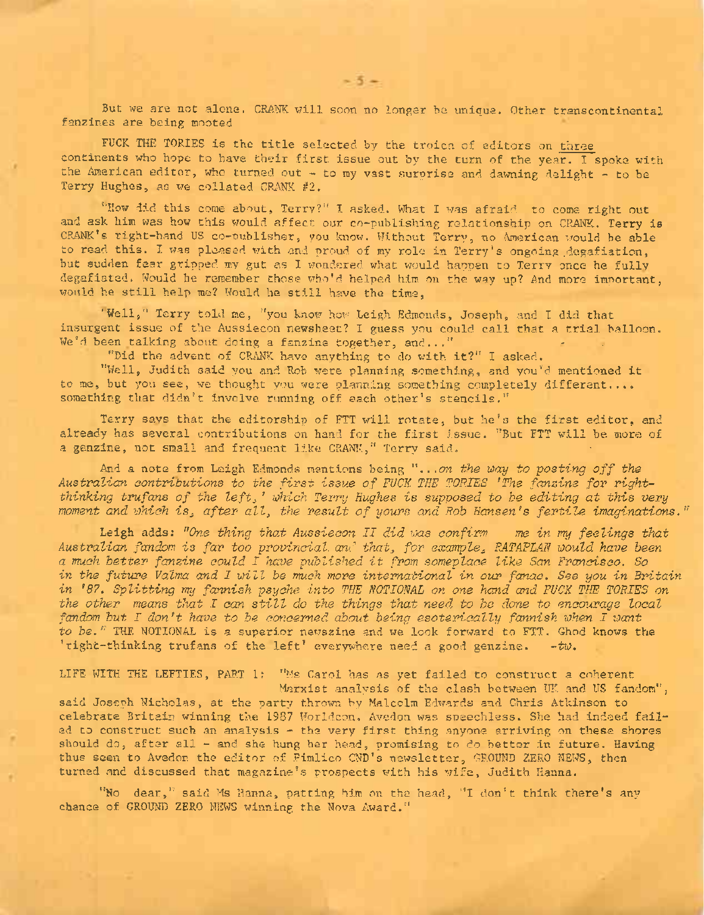But we are not alone. CRANK will soon no longer be unique. Other transcontinental fanzines are being mooted

FUCK THE TORIES is the title selected by the troica of editors on three continents who hope to have their first issue out by the turn of the year. I spoke with the American editor, who turned out - to my vast surprise and dawning delight - to be Terry Hughes, as we collated CRANK #2.

"How did this come about, Terry?" I asked. What I was afraid to come right out and ask him was how this would affect our co-publishing relationship on CRANK. Terry is CRANK's right-hand US co-publisher, you know. Without Terry, no American would be able to read this. I was pleased with and proud of my role in Terry's ongoing degafiation, but sudden fear gripped my gut as I wondered what would happen to Terry once he fully degafiated. Would he remember those who'd helped him on the way up? And more important, would he still help me? Would he still have the time,

"Well," Terry told me, "you know how Leigh Edmonds, Joseph, and I did that insurgent issue of the Aussiecon newsheet? I guess you could call that a trial balloon. We'd been talking about doing a fanzine together, and..."

"Did the advent of CRANK have anything to do with it?" I asked.

"Well, Judith said you and Rob were planning something, and you'd mentioned it to me, but you see, we thought you were planning something completely different.... something that didn't involve running off each other's stencils."

Terry says that the editorship of FTT will rotate, but he's the first editor, and already has several contributions on hand for the first issue. "But FTT will be more of a genzine, not small and frequent like CRANK," Terry said.

And a note from Leigh Edmonds mentions being "...*on the way to posting off the Australian contributions to the first issue of FUCK THE TORIES 'The fanzine for right-thinking trufans of the left,' which Terry Hughes is supposed to be editing at this very moment and which is, after all, the result of yours and Rob Hansen's fertile imaginations.*"

Leigh adds: "*One thing that Aussiecon II did was confirm me in my feelings that Australian fandom is far too provincial and that, for example, RATAPLAN would have been a much better fanzine could I have published it from someplace like San Francisco. So in the future Valma and I will be much more international in our fanac. See you in Britain in '87. Splitting my fannish psyche into THE NOTIONAL on one hand and FUCK THE TORIES on the other means that I can still do the things that need to be done to encourage local fandom but I don't have to be concerned about being esoterically fannish when I want to be.*" THE NOTIONAL is a superior newszine and we look forward to FTT. Ghod knows the 'right-thinking trufans of the left' everywhere need a good genzine. -*tw*.

LIFE WITH THE LEFTIES, PART 1: "Ms Carol has as yet failed to construct a coherent Marxist analysis of the clash between UK and US fandom", said Joseph Nicholas, at the party thrown by Malcolm Edwards and Chris Atkinson to celebrate Britain winning the 1987 Worldcon. Avedon was speechless. She had indeed failed to construct such an analysis - the very first thing anyone arriving on these shores should do, after all - and she hung her head, promising to do better in future. Having thus seen to Avedon the editor of Pimlico CND's newsletter, GROUND ZERO NEWS, then turned and discussed that magazine's prospects with his wife, Judith Hanna.

"No dear," said Ms Hanna, patting him on the head, "I don't think there's any chance of GROUND ZERO NEWS winning the Nova Award."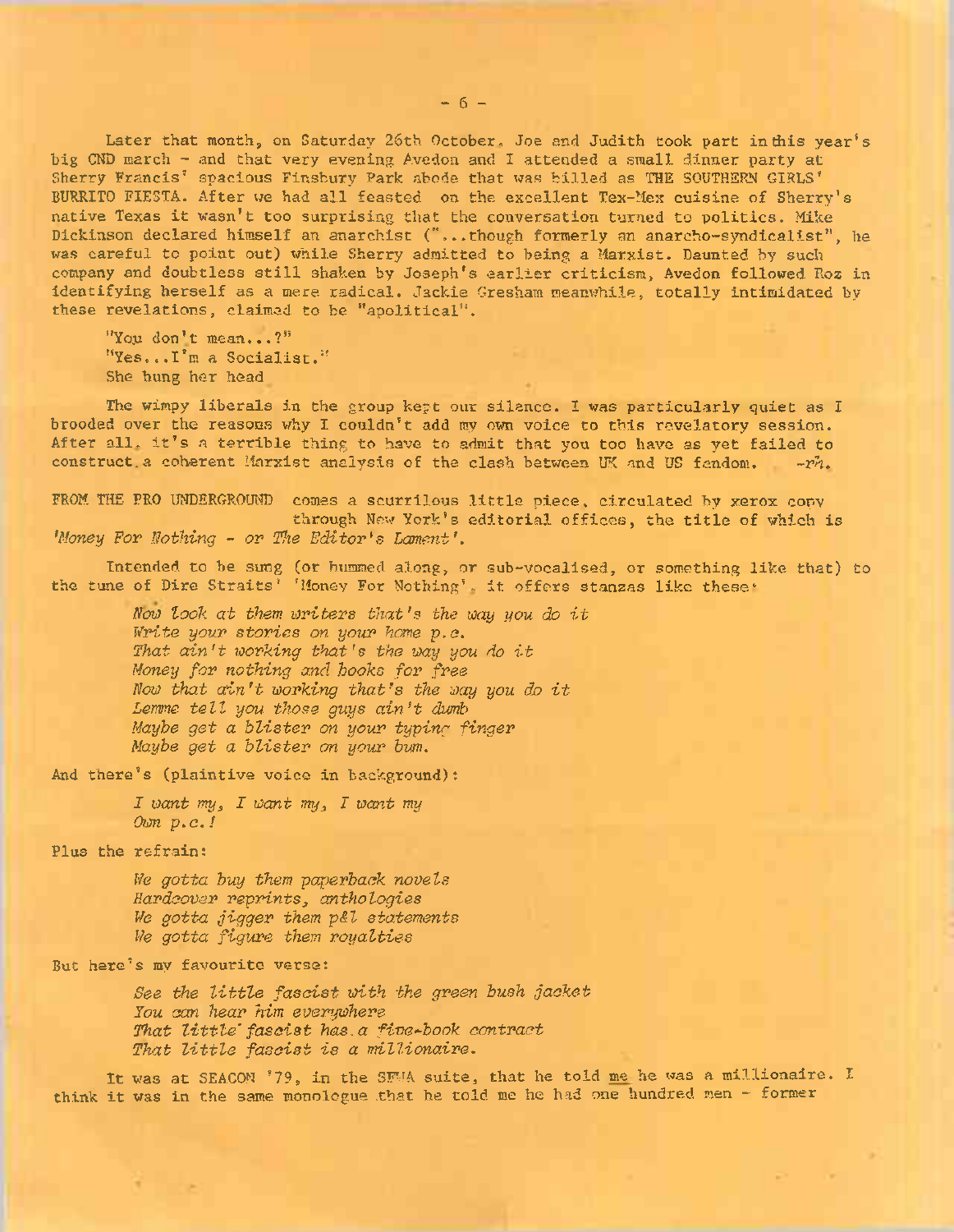Later that month, on Saturday 26th October, Joe and Judith took part in this year's big CND march - and that very evening Avedon and I attended a small dinner party at Sherry Francis' spacious Finsbury Park abode that was billed as THE SOUTHERN GIRLS' BURRITO FIESTA. After we had all feasted on the excellent Tex-Mex cuisine of Sherry's native Texas it wasn't too surprising that the conversation turned to politics. Mike Dickinson declared himself an anarchist ("...though formerly an anarcho-syndicalist", he was careful to point out) while Sherry admitted to being a Marxist. Daunted by such company and doubtless still shaken by Joseph's earlier criticism, Avedon followed Roz in identifying herself as a mere radical. Jackie Gresham meanwhile, totally intimidated by these revelations, claimed to be "apolitical".

"You don't mean...?"
"Yes...I'm a Socialist."
She hung her head

The wimpy liberals in the group kept our silence. I was particularly quiet as I brooded over the reasons why I couldn't add my own voice to this revelatory session. After all, it's a terrible thing to have to admit that you too have as yet failed to construct a coherent Marxist analysis of the clash between UK and US fandom. -*rh*.

FROM THE PRO UNDERGROUND comes a scurrilous little piece, circulated by xerox copy through New York's editorial offices, the title of which is *'Money For Nothing - or The Editor's Lament'*.

Intended to be sung (or hummed along, or sub-vocalised, or something like that) to the tune of Dire Straits' 'Money For Nothing', it offers stanzas like these:

*Now look at them writers that's the way you do it*
*Write your stories on your home p.c.*
*That ain't working that's the way you do it*
*Money for nothing and books for free*
*Now that ain't working that's the way you do it*
*Lemme tell you those guys ain't dumb*
*Maybe get a blister on your typing finger*
*Maybe get a blister on your bum.*

And there's (plaintive voice in background):

*I want my, I want my, I want my*
*Own p.c.!*

Plus the refrain:

*We gotta buy them paperback novels*
*Hardcover reprints, anthologies*
*We gotta jigger them p&l statements*
*We gotta figure them royalties*

But here's my favourite verse:

*See the little fascist with the green bush jacket*
*You can hear him everywhere*
*That little fascist has a five-book contract*
*That little fascist is a millionaire.*

It was at SEACON '79, in the SFWA suite, that he told me he was a millionaire. I think it was in the same monologue that he told me he had one hundred men - former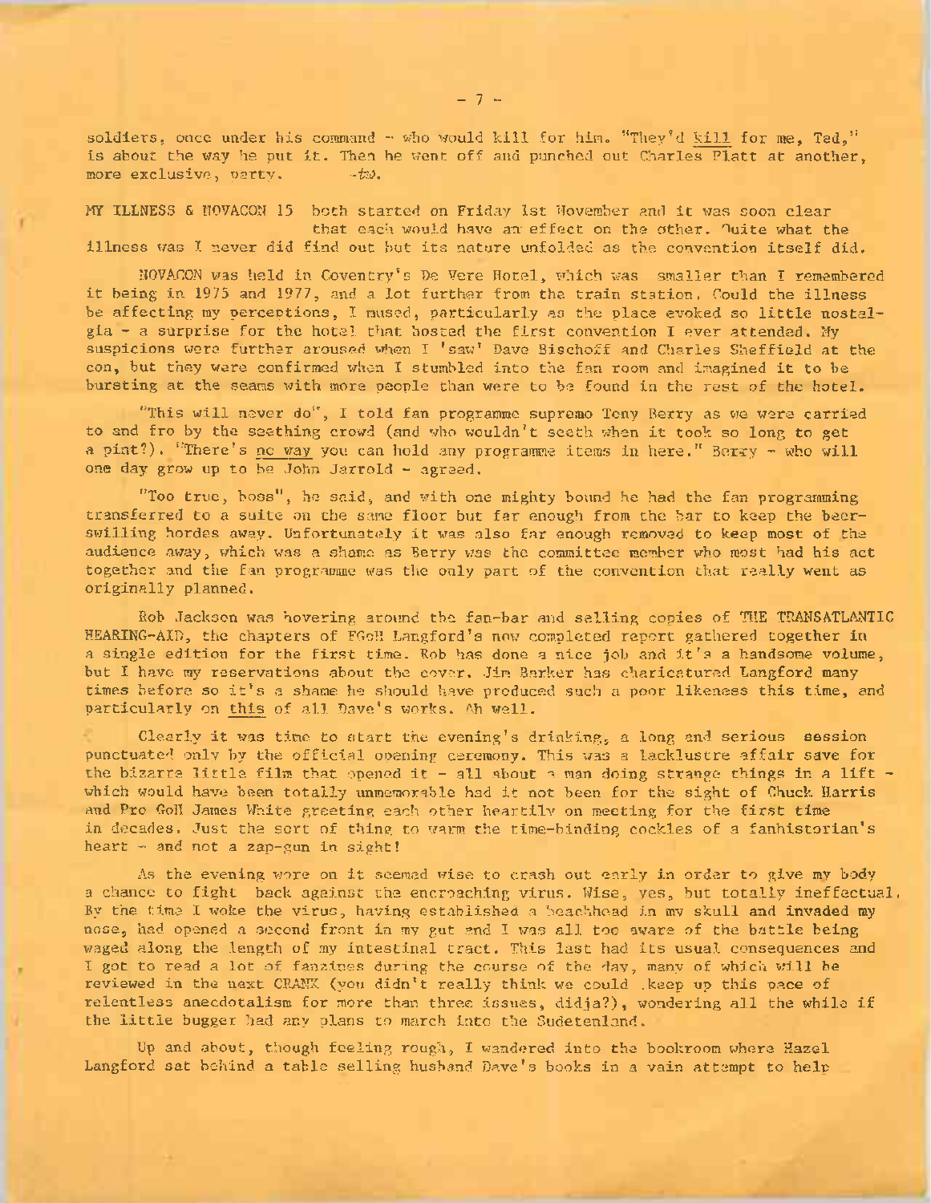soldiers, once under his command - who would kill for him. "They'd kill for me, Ted," is about the way he put it. Then he went off and punched out Charles Platt at another, more exclusive, party. -*td*.

MY ILLNESS & NOVACON 15 both started on Friday 1st November and it was soon clear that each would have an effect on the other. Quite what the illness was I never did find out but its nature unfolded as the convention itself did.

NOVACON was held in Coventry's De Vere Hotel, which was smaller than I remembered it being in 1975 and 1977, and a lot further from the train station. Could the illness be affecting my perceptions, I mused, particularly as the place evoked so little nostalgia - a surprise for the hotel that hosted the first convention I ever attended. My suspicions were further aroused when I 'saw' Dave Bischoff and Charles Sheffield at the con, but they were confirmed when I stumbled into the fan room and imagined it to be bursting at the seams with more people than were to be found in the rest of the hotel.

"This will never do", I told fan programme supremo Tony Berry as we were carried to and fro by the seething crowd (and who wouldn't seeth when it took so long to get a pint?). "There's no way you can hold any programme items in here." Berry - who will one day grow up to be John Jarrold - agreed.

"Too true, boss", he said, and with one mighty bound he had the fan programming transferred to a suite on the same floor but far enough from the bar to keep the beer-swilling hordes away. Unfortunately it was also far enough removed to keep most of the audience away, which was a shame as Berry was the committee member who most had his act together and the fan programme was the only part of the convention that really went as originally planned.

Rob Jackson was hovering around the fan-bar and selling copies of THE TRANSATLANTIC HEARING-AID, the chapters of FGoH Langford's now completed report gathered together in a single edition for the first time. Rob has done a nice job and it's a handsome volume, but I have my reservations about the cover. Jim Barker has charicatured Langford many times before so it's a shame he should have produced such a poor likeness this time, and particularly on this of all Dave's works. Ah well.

Clearly it was time to start the evening's drinking, a long and serious session punctuated only by the official opening ceremony. This was a lacklustre affair save for the bizarre little film that opened it - all about a man doing strange things in a lift - which would have been totally unmemorable had it not been for the sight of Chuck Harris and Pro GoH James White greeting each other heartily on meeting for the first time in decades. Just the sort of thing to warm the time-binding cockles of a fanhistorian's heart - and not a zap-gun in sight!

As the evening wore on it seemed wise to crash out early in order to give my body a chance to fight back against the encroaching virus. Wise, yes, but totally ineffectual. By the time I woke the virus, having established a beachhead in my skull and invaded my nose, had opened a second front in my gut and I was all too aware of the battle being waged along the length of my intestinal tract. This last had its usual consequences and I got to read a lot of fanzines during the course of the day, many of which will be reviewed in the next CRANK (you didn't really think we could keep up this pace of relentless anecdotalism for more than three issues, didja?), wondering all the while if the little bugger had any plans to march into the Sudetenland.

Up and about, though feeling rough, I wandered into the bookroom where Hazel Langford sat behind a table selling husband Dave's books in a vain attempt to help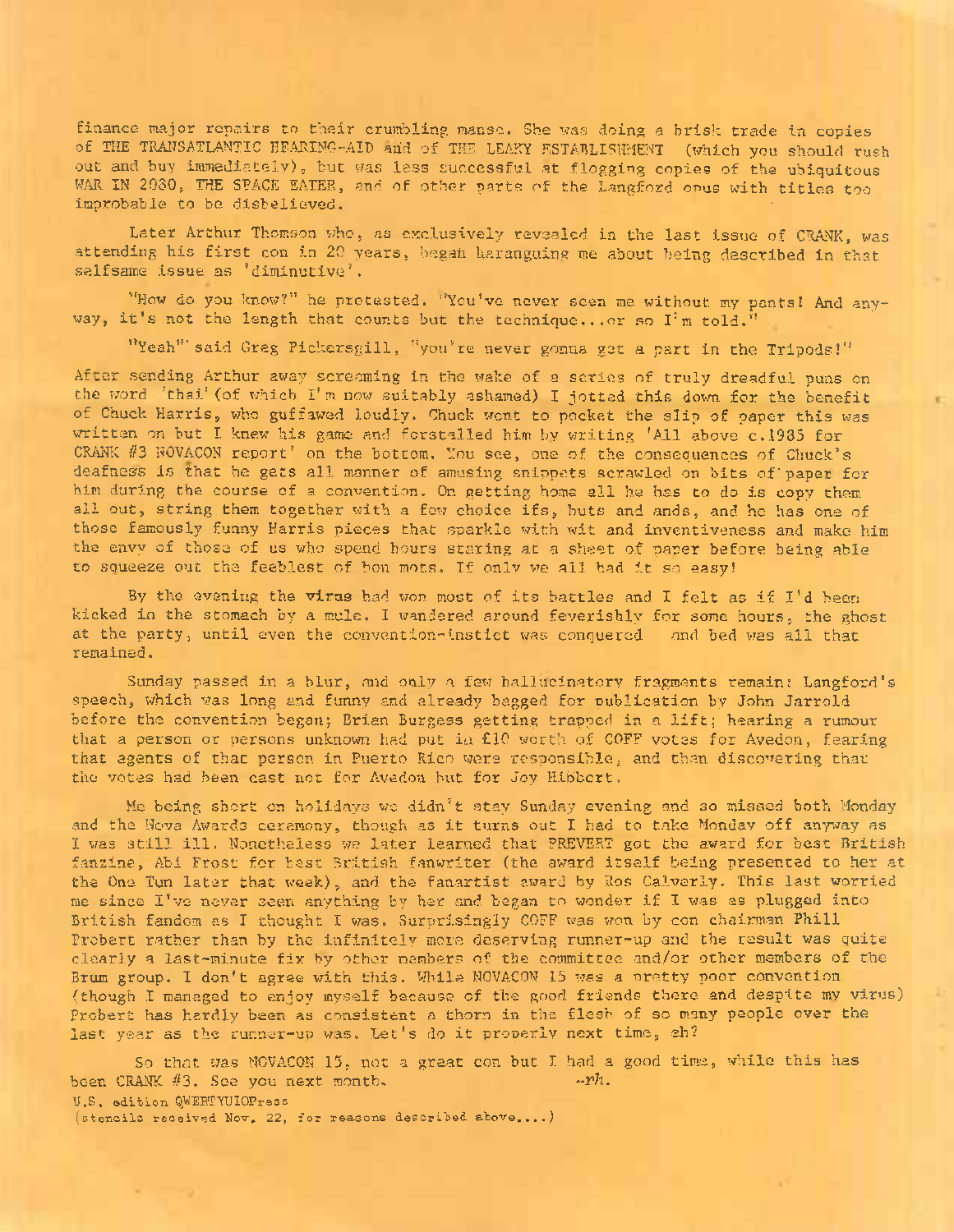finance major repairs to their crumbling manse. She was doing a brisk trade in copies of THE TRANSATLANTIC HEARING-AID and of THE LEAKY ESTABLISHMENT (which you should rush out and buy immediately), but was less successful at flogging copies of the ubiquitous WAR IN 2080, THE SPACE EATER, and of other parts of the Langford opus with titles too improbable to be disbelieved.

Later Arthur Thomson who, as exclusively revealed in the last issue of CRANK, was attending his first con in 20 years, began haranguing me about being described in that selfsame issue as 'diminutive'.

"How do you know?" he protested. "You've never seen me without my pants! And anyway, it's not the length that counts but the technique...or so I'm told."

"Yeah" said Greg Pickersgill, "you're never gonna get a part in the Tripods!"

After sending Arthur away screaming in the wake of a series of truly dreadful puns on the word 'thai' (of which I'm now suitably ashamed) I jotted this down for the benefit of Chuck Harris, who guffawed loudly. Chuck went to pocket the slip of paper this was written on but I knew his game and forstalled him by writing 'All above c.1985 for CRANK #3 NOVACON report' on the bottom. You see, one of the consequences of Chuck's deafness is that he gets all manner of amusing snippets scrawled on bits of paper for him during the course of a convention. On getting home all he has to do is copy them all out, string them together with a few choice ifs, buts and ands, and he has one of those famously funny Harris pieces that sparkle with wit and inventiveness and make him the envy of those of us who spend hours staring at a sheet of paper before being able to squeeze out the feeblest of bon mots. If only we all had it so easy!

By the evening the virus had won most of its battles and I felt as if I'd been kicked in the stomach by a mule. I wandered around feverishly for some hours, the ghost at the party, until even the convention-instict was conquered and bed was all that remained.

Sunday passed in a blur, and only a few hallucinatory fragments remain: Langford's speech, which was long and funny and already bagged for publication by John Jarrold before the convention began; Brian Burgess getting trapped in a lift; hearing a rumour that a person or persons unknown had put in £10 worth of COFF votes for Avedon, fearing that agents of that person in Puerto Rico were responsible, and then discovering that the votes had been cast not for Avedon but for Joy Hibbert.

Me being short on holidays we didn't stay Sunday evening and so missed both Monday and the Nova Awards ceremony, though as it turns out I had to take Monday off anyway as I was still ill. Nonetheless we later learned that PREVERT got the award for best British fanzine, Abi Frost for best British fanwriter (the award itself being presented to her at the One Tun later that week), and the fanartist award by Ros Calverly. This last worried me since I've never seen anything by her and began to wonder if I was as plugged into British fandom as I thought I was. Surprisingly COFF was won by con chairman Phill Probert rather than by the infinitely more deserving runner-up and the result was quite clearly a last-minute fix by other members of the committee and/or other members of the Brum group. I don't agree with this. While NOVACON 15 was a pretty poor convention (though I managed to enjoy myself because of the good friends there and despite my virus) Probert has hardly been as consistent a thorn in the flesh of so many people over the last year as the runner-up was. Let's do it properly next time, eh?

So that was NOVACON 15, not a great con but I had a good time, while this has been CRANK #3. See you next month. *-rh.*

U.S. edition QWERTYUIOPress
(stencils received Nov. 22, for reasons described above....)